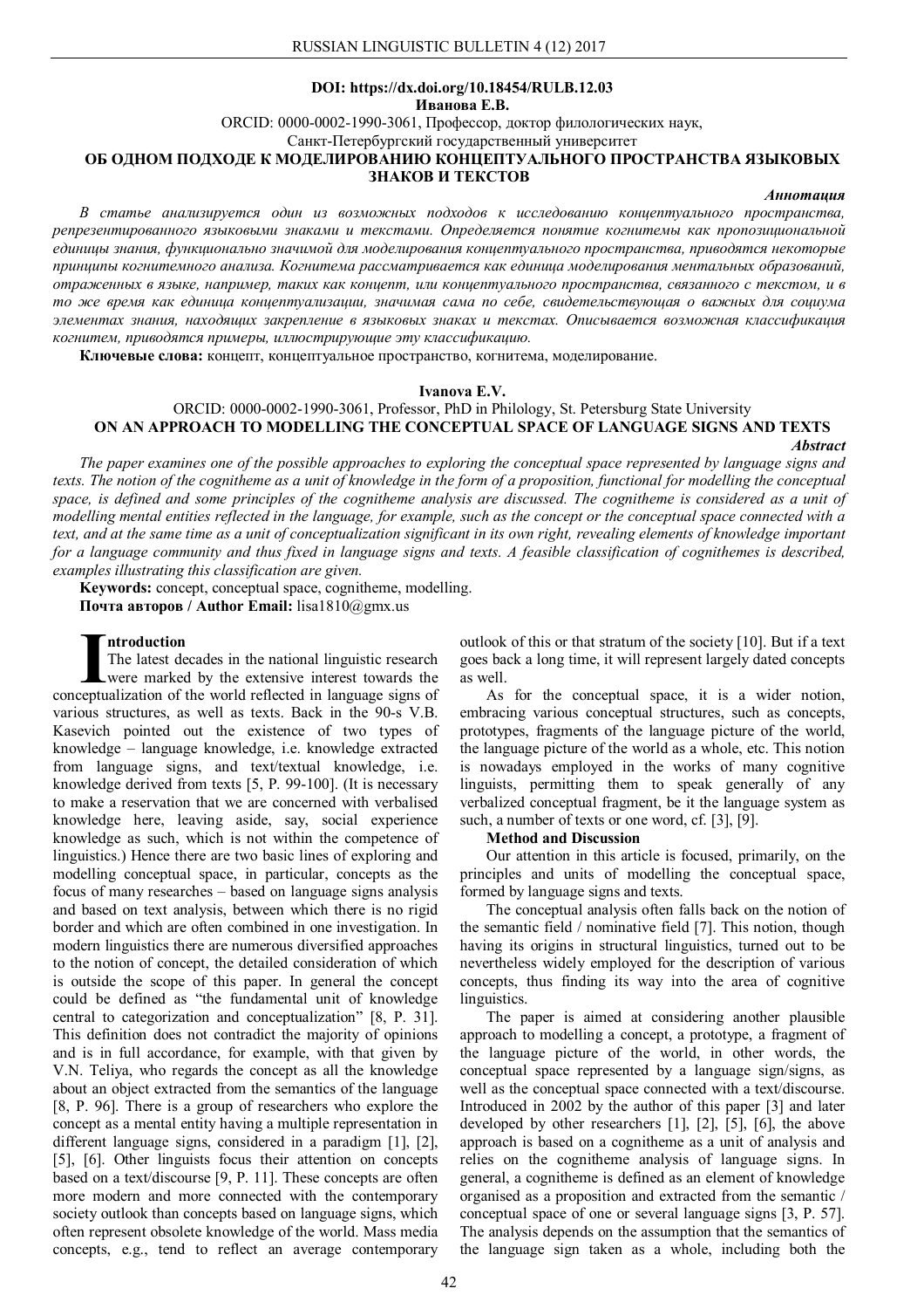**DOI: https://dx.doi.org/10.18454/RULB.12.03**

**Иванова Е.В.**

ORCID: 0000-0002-1990-3061, Профессор, доктор филологических наук,
Санкт-Петербургский государственный университет

# ОБ ОДНОМ ПОДХОДЕ К МОДЕЛИРОВАНИЮ КОНЦЕПТУАЛЬНОГО ПРОСТРАНСТВА ЯЗЫКОВЫХ ЗНАКОВ И ТЕКСТОВ

***Аннотация***

*В статье анализируется один из возможных подходов к исследованию концептуального пространства, репрезентированного языковыми знаками и текстами. Определяется понятие когнитемы как пропозициональной единицы знания, функционально значимой для моделирования концептуального пространства, приводятся некоторые принципы когнитемного анализа. Когнитема рассматривается как единица моделирования ментальных образований, отраженных в языке, например, таких как концепт, или концептуального пространства, связанного с текстом, и в то же время как единица концептуализации, значимая сама по себе, свидетельствующая о важных для социума элементах знания, находящих закрепление в языковых знаках и текстах. Описывается возможная классификация когнитем, приводятся примеры, иллюстрирующие эту классификацию.*

**Ключевые слова:** концепт, концептуальное пространство, когнитема, моделирование.

**Ivanova E.V.**

ORCID: 0000-0002-1990-3061, Professor, PhD in Philology, St. Petersburg State University

# ON AN APPROACH TO MODELLING THE CONCEPTUAL SPACE OF LANGUAGE SIGNS AND TEXTS

***Abstract***

*The paper examines one of the possible approaches to exploring the conceptual space represented by language signs and texts. The notion of the cognitheme as a unit of knowledge in the form of a proposition, functional for modelling the conceptual space, is defined and some principles of the cognitheme analysis are discussed. The cognitheme is considered as a unit of modelling mental entities reflected in the language, for example, such as the concept or the conceptual space connected with a text, and at the same time as a unit of conceptualization significant in its own right, revealing elements of knowledge important for a language community and thus fixed in language signs and texts. A feasible classification of cognithemes is described, examples illustrating this classification are given.*

**Keywords:** concept, conceptual space, cognitheme, modelling.

**Почта авторов / Author Email:** lisa1810@gmx.us

## Introduction

The latest decades in the national linguistic research were marked by the extensive interest towards the conceptualization of the world reflected in language signs of various structures, as well as texts. Back in the 90-s V.B. Kasevich pointed out the existence of two types of knowledge – language knowledge, i.e. knowledge extracted from language signs, and text/textual knowledge, i.e. knowledge derived from texts [5, P. 99-100]. (It is necessary to make a reservation that we are concerned with verbalised knowledge here, leaving aside, say, social experience knowledge as such, which is not within the competence of linguistics.) Hence there are two basic lines of exploring and modelling conceptual space, in particular, concepts as the focus of many researches – based on language signs analysis and based on text analysis, between which there is no rigid border and which are often combined in one investigation. In modern linguistics there are numerous diversified approaches to the notion of concept, the detailed consideration of which is outside the scope of this paper. In general the concept could be defined as "the fundamental unit of knowledge central to categorization and conceptualization" [8, P. 31]. This definition does not contradict the majority of opinions and is in full accordance, for example, with that given by V.N. Teliya, who regards the concept as all the knowledge about an object extracted from the semantics of the language [8, P. 96]. There is a group of researchers who explore the concept as a mental entity having a multiple representation in different language signs, considered in a paradigm [1], [2], [5], [6]. Other linguists focus their attention on concepts based on a text/discourse [9, P. 11]. These concepts are often more modern and more connected with the contemporary society outlook than concepts based on language signs, which often represent obsolete knowledge of the world. Mass media concepts, e.g., tend to reflect an average contemporary outlook of this or that stratum of the society [10]. But if a text goes back a long time, it will represent largely dated concepts as well.

As for the conceptual space, it is a wider notion, embracing various conceptual structures, such as concepts, prototypes, fragments of the language picture of the world, the language picture of the world as a whole, etc. This notion is nowadays employed in the works of many cognitive linguists, permitting them to speak generally of any verbalized conceptual fragment, be it the language system as such, a number of texts or one word, cf. [3], [9].

## Method and Discussion

Our attention in this article is focused, primarily, on the principles and units of modelling the conceptual space, formed by language signs and texts.

The conceptual analysis often falls back on the notion of the semantic field / nominative field [7]. This notion, though having its origins in structural linguistics, turned out to be nevertheless widely employed for the description of various concepts, thus finding its way into the area of cognitive linguistics.

The paper is aimed at considering another plausible approach to modelling a concept, a prototype, a fragment of the language picture of the world, in other words, the conceptual space represented by a language sign/signs, as well as the conceptual space connected with a text/discourse. Introduced in 2002 by the author of this paper [3] and later developed by other researchers [1], [2], [5], [6], the above approach is based on a cognitheme as a unit of analysis and relies on the cognitheme analysis of language signs. In general, a cognitheme is defined as an element of knowledge organised as a proposition and extracted from the semantic / conceptual space of one or several language signs [3, P. 57]. The analysis depends on the assumption that the semantics of the language sign taken as a whole, including both the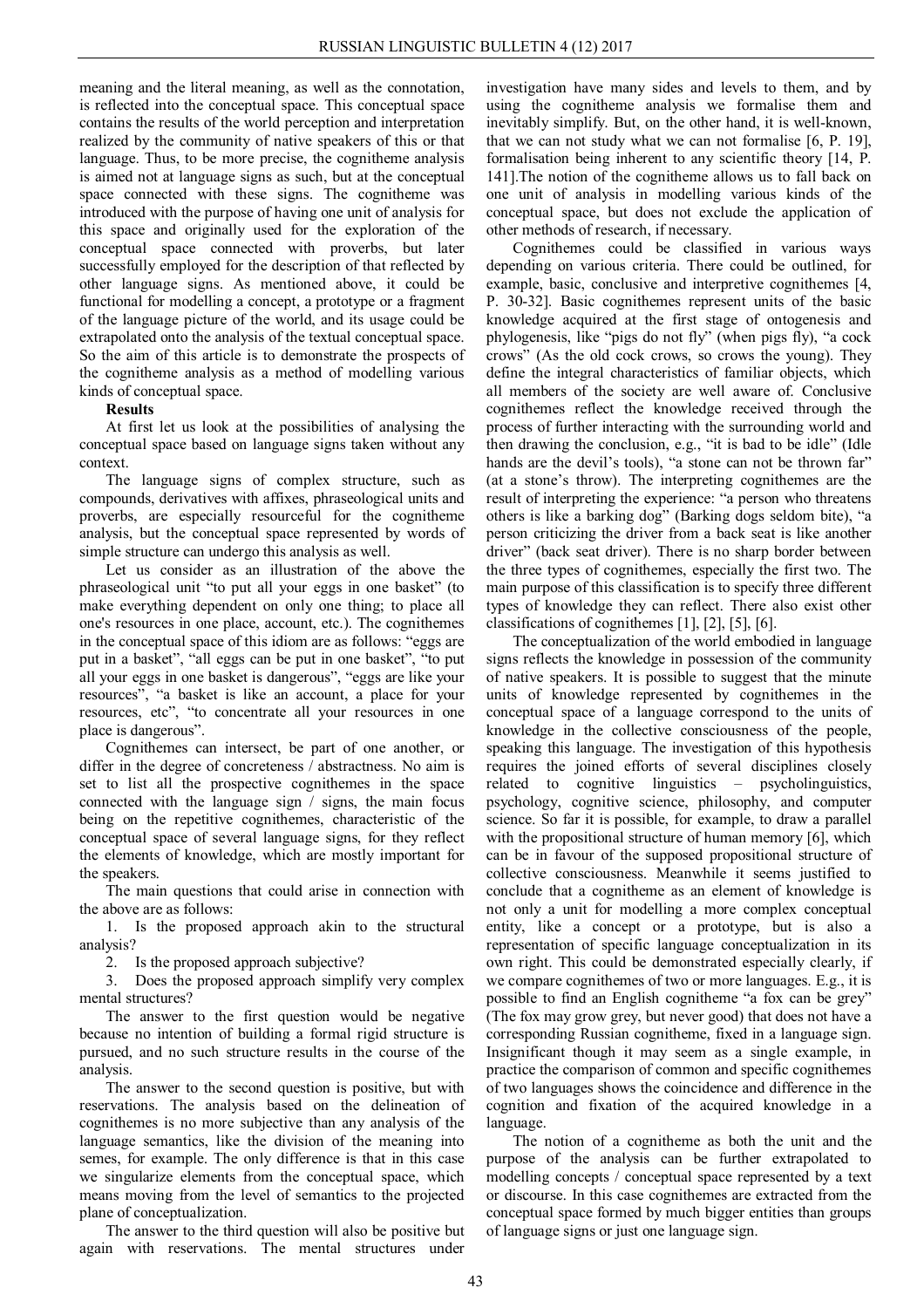meaning and the literal meaning, as well as the connotation, is reflected into the conceptual space. This conceptual space contains the results of the world perception and interpretation realized by the community of native speakers of this or that language. Thus, to be more precise, the cognitheme analysis is aimed not at language signs as such, but at the conceptual space connected with these signs. The cognitheme was introduced with the purpose of having one unit of analysis for this space and originally used for the exploration of the conceptual space connected with proverbs, but later successfully employed for the description of that reflected by other language signs. As mentioned above, it could be functional for modelling a concept, a prototype or a fragment of the language picture of the world, and its usage could be extrapolated onto the analysis of the textual conceptual space. So the aim of this article is to demonstrate the prospects of the cognitheme analysis as a method of modelling various kinds of conceptual space.

**Results**

At first let us look at the possibilities of analysing the conceptual space based on language signs taken without any context.

The language signs of complex structure, such as compounds, derivatives with affixes, phraseological units and proverbs, are especially resourceful for the cognitheme analysis, but the conceptual space represented by words of simple structure can undergo this analysis as well.

Let us consider as an illustration of the above the phraseological unit "to put all your eggs in one basket" (to make everything dependent on only one thing; to place all one's resources in one place, account, etc.). The cognithemes in the conceptual space of this idiom are as follows: "eggs are put in a basket", "all eggs can be put in one basket", "to put all your eggs in one basket is dangerous", "eggs are like your resources", "a basket is like an account, a place for your resources, etc", "to concentrate all your resources in one place is dangerous".

Cognithemes can intersect, be part of one another, or differ in the degree of concreteness / abstractness. No aim is set to list all the prospective cognithemes in the space connected with the language sign / signs, the main focus being on the repetitive cognithemes, characteristic of the conceptual space of several language signs, for they reflect the elements of knowledge, which are mostly important for the speakers.

The main questions that could arise in connection with the above are as follows:

1. Is the proposed approach akin to the structural analysis?
2. Is the proposed approach subjective?
3. Does the proposed approach simplify very complex mental structures?

The answer to the first question would be negative because no intention of building a formal rigid structure is pursued, and no such structure results in the course of the analysis.

The answer to the second question is positive, but with reservations. The analysis based on the delineation of cognithemes is no more subjective than any analysis of the language semantics, like the division of the meaning into semes, for example. The only difference is that in this case we singularize elements from the conceptual space, which means moving from the level of semantics to the projected plane of conceptualization.

The answer to the third question will also be positive but again with reservations. The mental structures under investigation have many sides and levels to them, and by using the cognitheme analysis we formalise them and inevitably simplify. But, on the other hand, it is well-known, that we can not study what we can not formalise [6, P. 19], formalisation being inherent to any scientific theory [14, P. 141].The notion of the cognitheme allows us to fall back on one unit of analysis in modelling various kinds of the conceptual space, but does not exclude the application of other methods of research, if necessary.

Cognithemes could be classified in various ways depending on various criteria. There could be outlined, for example, basic, conclusive and interpretive cognithemes [4, P. 30-32]. Basic cognithemes represent units of the basic knowledge acquired at the first stage of ontogenesis and phylogenesis, like "pigs do not fly" (when pigs fly), "a cock crows" (As the old cock crows, so crows the young). They define the integral characteristics of familiar objects, which all members of the society are well aware of. Conclusive cognithemes reflect the knowledge received through the process of further interacting with the surrounding world and then drawing the conclusion, e.g., "it is bad to be idle" (Idle hands are the devil's tools), "a stone can not be thrown far" (at a stone's throw). The interpreting cognithemes are the result of interpreting the experience: "a person who threatens others is like a barking dog" (Barking dogs seldom bite), "a person criticizing the driver from a back seat is like another driver" (back seat driver). There is no sharp border between the three types of cognithemes, especially the first two. The main purpose of this classification is to specify three different types of knowledge they can reflect. There also exist other classifications of cognithemes [1], [2], [5], [6].

The conceptualization of the world embodied in language signs reflects the knowledge in possession of the community of native speakers. It is possible to suggest that the minute units of knowledge represented by cognithemes in the conceptual space of a language correspond to the units of knowledge in the collective consciousness of the people, speaking this language. The investigation of this hypothesis requires the joined efforts of several disciplines closely related to cognitive linguistics – psycholinguistics, psychology, cognitive science, philosophy, and computer science. So far it is possible, for example, to draw a parallel with the propositional structure of human memory [6], which can be in favour of the supposed propositional structure of collective consciousness. Meanwhile it seems justified to conclude that a cognitheme as an element of knowledge is not only a unit for modelling a more complex conceptual entity, like a concept or a prototype, but is also a representation of specific language conceptualization in its own right. This could be demonstrated especially clearly, if we compare cognithemes of two or more languages. E.g., it is possible to find an English cognitheme "a fox can be grey" (The fox may grow grey, but never good) that does not have a corresponding Russian cognitheme, fixed in a language sign. Insignificant though it may seem as a single example, in practice the comparison of common and specific cognithemes of two languages shows the coincidence and difference in the cognition and fixation of the acquired knowledge in a language.

The notion of a cognitheme as both the unit and the purpose of the analysis can be further extrapolated to modelling concepts / conceptual space represented by a text or discourse. In this case cognithemes are extracted from the conceptual space formed by much bigger entities than groups of language signs or just one language sign.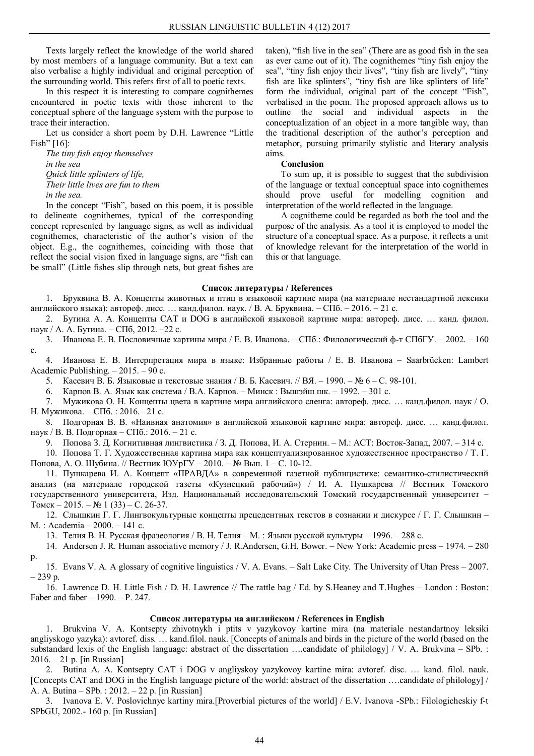Texts largely reflect the knowledge of the world shared by most members of a language community. But a text can also verbalise a highly individual and original perception of the surrounding world. This refers first of all to poetic texts.

In this respect it is interesting to compare cognithemes encountered in poetic texts with those inherent to the conceptual sphere of the language system with the purpose to trace their interaction.

Let us consider a short poem by D.H. Lawrence "Little Fish" [16]:

*The tiny fish enjoy themselves*
*in the sea*
*Quick little splinters of life,*
*Their little lives are fun to them*
*in the sea.*

In the concept "Fish", based on this poem, it is possible to delineate cognithemes, typical of the corresponding concept represented by language signs, as well as individual cognithemes, characteristic of the author's vision of the object. E.g., the cognithemes, coinciding with those that reflect the social vision fixed in language signs, are "fish can be small" (Little fishes slip through nets, but great fishes are taken), "fish live in the sea" (There are as good fish in the sea as ever came out of it). The cognithemes "tiny fish enjoy the sea", "tiny fish enjoy their lives", "tiny fish are lively", "tiny fish are like splinters", "tiny fish are like splinters of life" form the individual, original part of the concept "Fish", verbalised in the poem. The proposed approach allows us to outline the social and individual aspects in the conceptualization of an object in a more tangible way, than the traditional description of the author's perception and metaphor, pursuing primarily stylistic and literary analysis aims.

**Conclusion**

To sum up, it is possible to suggest that the subdivision of the language or textual conceptual space into cognithemes should prove useful for modelling cognition and interpretation of the world reflected in the language.

A cognitheme could be regarded as both the tool and the purpose of the analysis. As a tool it is employed to model the structure of a conceptual space. As a purpose, it reflects a unit of knowledge relevant for the interpretation of the world in this or that language.

**Список литературы / References**

1. Бруквина В. А. Концепты животных и птиц в языковой картине мира (на материале нестандартной лексики английского языка): автореф. дисс. … канд.филол. наук. / В. А. Бруквина. – СПб. – 2016. – 21 с.
2. Бутина А. А. Концепты CAT и DOG в английской языковой картине мира: автореф. дисс. … канд. филол. наук / А. А. Бутина. – СПб, 2012. –22 с.
3. Иванова Е. В. Пословичные картины мира / Е. В. Иванова. – СПб.: Филологический ф-т СПбГУ. – 2002. – 160 с.
4. Иванова Е. В. Интерпретация мира в языке: Избранные работы / Е. В. Иванова – Saarbrücken: Lambert Academic Publishing. – 2015. – 90 с.
5. Касевич В. Б. Языковые и текстовые знания / В. Б. Касевич. // ВЯ. – 1990. – № 6 – С. 98-101.
6. Карпов В. А. Язык как система / В.А. Карпов. – Минск : Вышэйш шк. – 1992. – 301 с.
7. Мужикова О. Н. Концепты цвета в картине мира английского сленга: автореф. дисс. … канд.филол. наук / О. Н. Мужикова. – СПб. : 2016. –21 с.
8. Подгорная В. В. «Наивная анатомия» в английской языковой картине мира: автореф. дисс. … канд.филол. наук / В. В. Подгорная – СПб.: 2016. – 21 с.
9. Попова З. Д. Когнитивная лингвистика / З. Д. Попова, И. А. Стернин. – М.: АСТ: Восток-Запад, 2007. – 314 с.
10. Попова Т. Г. Художественная картина мира как концептуализированное художественное пространство / Т. Г. Попова, А. О. Шубина. // Вестник ЮУрГУ – 2010. – № Вып. 1 – С. 10-12.
11. Пушкарева И. А. Концепт «ПРАВДА» в современной газетной публицистике: семантико-стилистический анализ (на материале городской газеты «Кузнецкий рабочий») / И. А. Пушкарева // Вестник Томского государственного университета, Изд. Национальный исследовательский Томский государственный университет – Томск – 2015. – № 1 (33) – С. 26-37.
12. Слышкин Г. Г. Лингвокультурные концепты прецедентных текстов в сознании и дискурсе / Г. Г. Слышкин – М. : Academia – 2000. – 141 с.
13. Телия В. Н. Русская фразеология / В. Н. Телия – М. : Языки русской культуры – 1996. – 288 с.
14. Andersen J. R. Human associative memory / J. R.Andersen, G.H. Bower. – New York: Academic press – 1974. – 280 p.
15. Evans V. A. A glossary of cognitive linguistics / V. A. Evans. – Salt Lake City. The University of Utan Press – 2007. – 239 p.
16. Lawrence D. H. Little Fish / D. H. Lawrence // The rattle bag / Ed. by S.Heaney and T.Hughes – London : Boston: Faber and faber – 1990. – P. 247.

**Список литературы на английском / References in English**

1. Brukvina V. A. Kontsepty zhivotnykh i ptits v yazykovoy kartine mira (na materiale nestandartnoy leksiki angliyskogo yazyka): avtoref. diss. … kand.filol. nauk. [Concepts of animals and birds in the picture of the world (based on the substandard lexis of the English language: abstract of the dissertation ….candidate of philology] / V. A. Brukvina – SPb. : 2016. – 21 p. [in Russian]
2. Butina A. A. Kontsepty CAT i DOG v angliyskoy yazykovoy kartine mira: avtoref. disc. … kand. filol. nauk. [Concepts CAT and DOG in the English language picture of the world: abstract of the dissertation ….candidate of philology] / A. A. Butina – SPb. : 2012. – 22 p. [in Russian]
3. Ivanova E. V. Poslovichnye kartiny mira.[Proverbial pictures of the world] / E.V. Ivanova -SPb.: Filologicheskiy f-t SPbGU, 2002.- 160 p. [in Russian]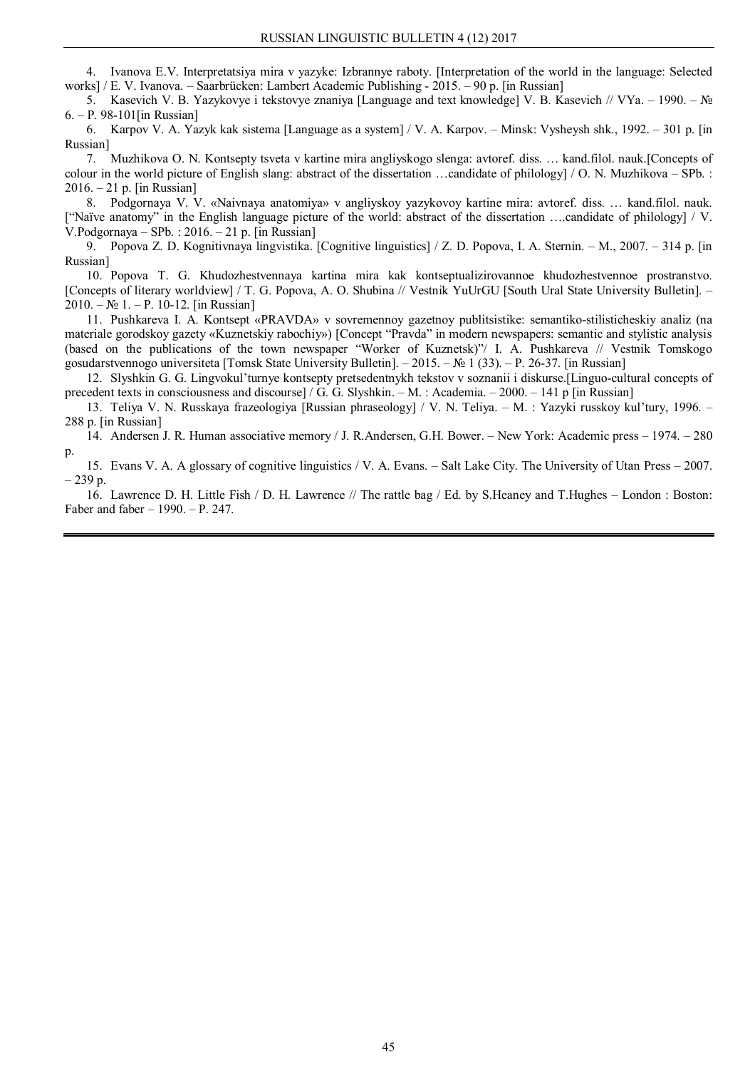4. Ivanova E.V. Interpretatsiya mira v yazyke: Izbrannye raboty. [Interpretation of the world in the language: Selected works] / E. V. Ivanova. – Saarbrücken: Lambert Academic Publishing - 2015. – 90 p. [in Russian]

5. Kasevich V. B. Yazykovye i tekstovye znaniya [Language and text knowledge] V. B. Kasevich // VYa. – 1990. – № 6. – P. 98-101[in Russian]

6. Karpov V. A. Yazyk kak sistema [Language as a system] / V. A. Karpov. – Minsk: Vysheysh shk., 1992. – 301 p. [in Russian]

7. Muzhikova O. N. Kontsepty tsveta v kartine mira angliyskogo slenga: avtoref. diss. … kand.filol. nauk.[Concepts of colour in the world picture of English slang: abstract of the dissertation …candidate of philology] / O. N. Muzhikova – SPb. : 2016. – 21 p. [in Russian]

8. Podgornaya V. V. «Naivnaya anatomiya» v angliyskoy yazykovoy kartine mira: avtoref. diss. … kand.filol. nauk. ["Naïve anatomy" in the English language picture of the world: abstract of the dissertation ….candidate of philology] / V. V.Podgornaya – SPb. : 2016. – 21 p. [in Russian]

9. Popova Z. D. Kognitivnaya lingvistika. [Cognitive linguistics] / Z. D. Popova, I. A. Sternin. – M., 2007. – 314 p. [in Russian]

10. Popova T. G. Khudozhestvennaya kartina mira kak kontseptualizirovannoe khudozhestvennoe prostranstvo. [Concepts of literary worldview] / T. G. Popova, A. O. Shubina // Vestnik YuUrGU [South Ural State University Bulletin]. – 2010. – № 1. – P. 10-12. [in Russian]

11. Pushkareva I. A. Kontsept «PRAVDA» v sovremennoy gazetnoy publitsistike: semantiko-stilisticheskiy analiz (na materiale gorodskoy gazety «Kuznetskiy rabochiy») [Concept "Pravda" in modern newspapers: semantic and stylistic analysis (based on the publications of the town newspaper "Worker of Kuznetsk)"/ I. A. Pushkareva // Vestnik Tomskogo gosudarstvennogo universiteta [Tomsk State University Bulletin]. – 2015. – № 1 (33). – P. 26-37. [in Russian]

12. Slyshkin G. G. Lingvokul'turnye kontsepty pretsedentnykh tekstov v soznanii i diskurse.[Linguo-cultural concepts of precedent texts in consciousness and discourse] / G. G. Slyshkin. – M. : Academia. – 2000. – 141 p [in Russian]

13. Teliya V. N. Russkaya frazeologiya [Russian phraseology] / V. N. Teliya. – M. : Yazyki russkoy kul'tury, 1996. – 288 p. [in Russian]

14. Andersen J. R. Human associative memory / J. R.Andersen, G.H. Bower. – New York: Academic press – 1974. – 280 p.

15. Evans V. A. A glossary of cognitive linguistics / V. A. Evans. – Salt Lake City. The University of Utan Press – 2007. – 239 p.

16. Lawrence D. H. Little Fish / D. H. Lawrence // The rattle bag / Ed. by S.Heaney and T.Hughes – London : Boston: Faber and faber – 1990. – P. 247.